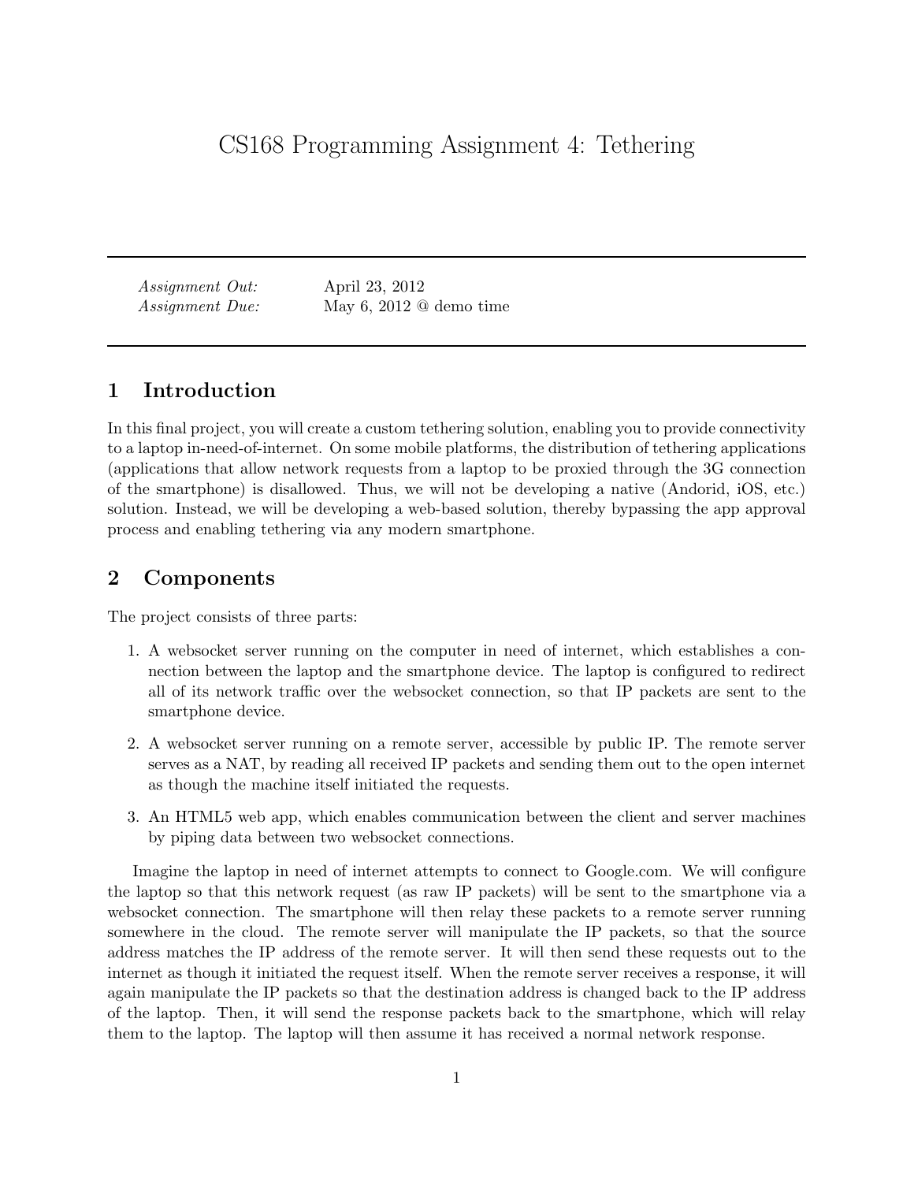# CS168 Programming Assignment 4: Tethering

---

| | |
|---|---|
| *Assignment Out:* | April 23, 2012 |
| *Assignment Due:* | May 6, 2012 @ demo time |

---

## 1 Introduction

In this final project, you will create a custom tethering solution, enabling you to provide connectivity to a laptop in-need-of-internet. On some mobile platforms, the distribution of tethering applications (applications that allow network requests from a laptop to be proxied through the 3G connection of the smartphone) is disallowed. Thus, we will not be developing a native (Andorid, iOS, etc.) solution. Instead, we will be developing a web-based solution, thereby bypassing the app approval process and enabling tethering via any modern smartphone.

## 2 Components

The project consists of three parts:

1. A websocket server running on the computer in need of internet, which establishes a connection between the laptop and the smartphone device. The laptop is configured to redirect all of its network traffic over the websocket connection, so that IP packets are sent to the smartphone device.
2. A websocket server running on a remote server, accessible by public IP. The remote server serves as a NAT, by reading all received IP packets and sending them out to the open internet as though the machine itself initiated the requests.
3. An HTML5 web app, which enables communication between the client and server machines by piping data between two websocket connections.

Imagine the laptop in need of internet attempts to connect to Google.com. We will configure the laptop so that this network request (as raw IP packets) will be sent to the smartphone via a websocket connection. The smartphone will then relay these packets to a remote server running somewhere in the cloud. The remote server will manipulate the IP packets, so that the source address matches the IP address of the remote server. It will then send these requests out to the internet as though it initiated the request itself. When the remote server receives a response, it will again manipulate the IP packets so that the destination address is changed back to the IP address of the laptop. Then, it will send the response packets back to the smartphone, which will relay them to the laptop. The laptop will then assume it has received a normal network response.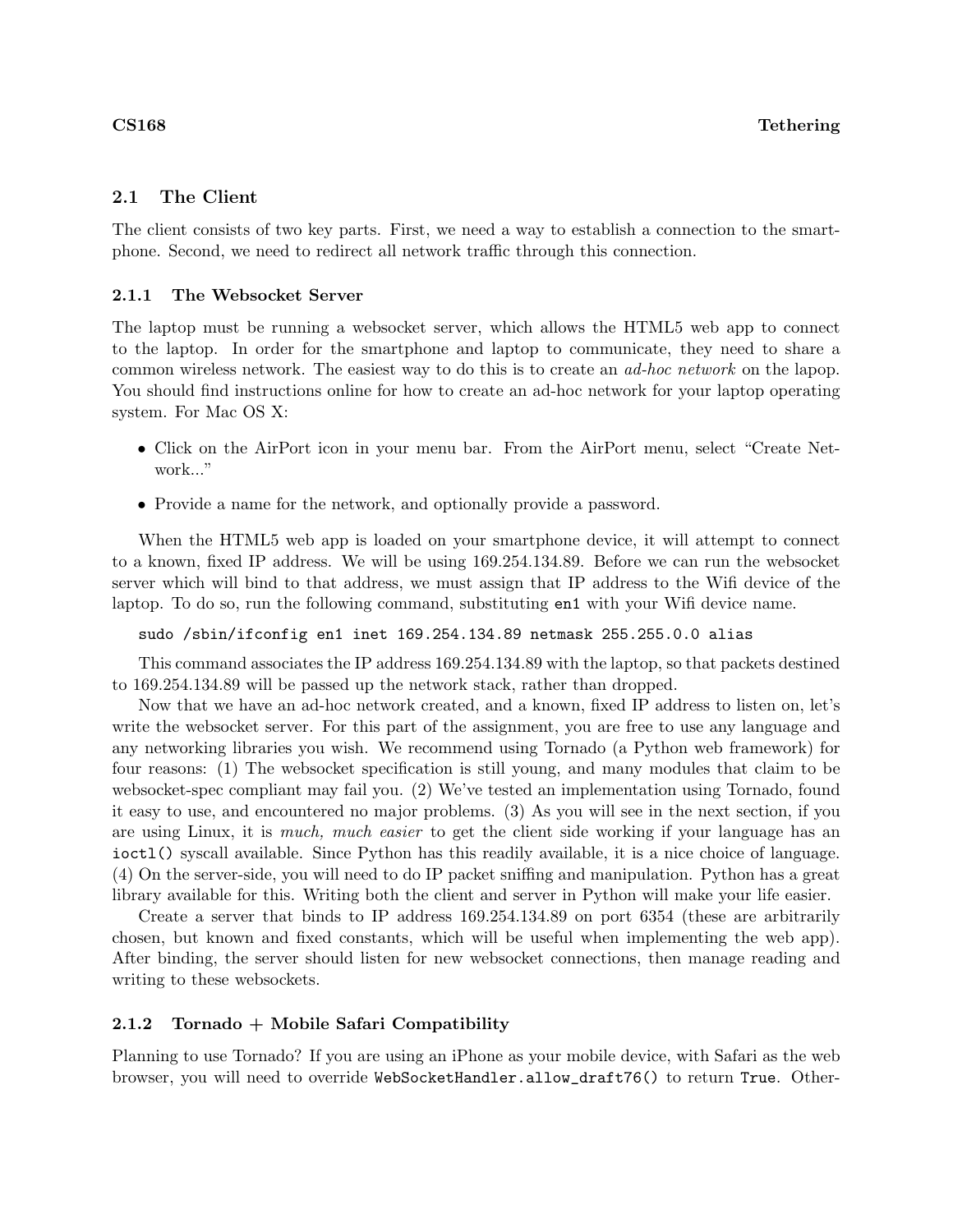## 2.1 The Client

The client consists of two key parts. First, we need a way to establish a connection to the smartphone. Second, we need to redirect all network traffic through this connection.

### 2.1.1 The Websocket Server

The laptop must be running a websocket server, which allows the HTML5 web app to connect to the laptop. In order for the smartphone and laptop to communicate, they need to share a common wireless network. The easiest way to do this is to create an *ad-hoc network* on the lapop. You should find instructions online for how to create an ad-hoc network for your laptop operating system. For Mac OS X:

- Click on the AirPort icon in your menu bar. From the AirPort menu, select "Create Network..."
- Provide a name for the network, and optionally provide a password.

When the HTML5 web app is loaded on your smartphone device, it will attempt to connect to a known, fixed IP address. We will be using 169.254.134.89. Before we can run the websocket server which will bind to that address, we must assign that IP address to the Wifi device of the laptop. To do so, run the following command, substituting `en1` with your Wifi device name.

```
sudo /sbin/ifconfig en1 inet 169.254.134.89 netmask 255.255.0.0 alias
```

This command associates the IP address 169.254.134.89 with the laptop, so that packets destined to 169.254.134.89 will be passed up the network stack, rather than dropped.

Now that we have an ad-hoc network created, and a known, fixed IP address to listen on, let's write the websocket server. For this part of the assignment, you are free to use any language and any networking libraries you wish. We recommend using Tornado (a Python web framework) for four reasons: (1) The websocket specification is still young, and many modules that claim to be websocket-spec compliant may fail you. (2) We've tested an implementation using Tornado, found it easy to use, and encountered no major problems. (3) As you will see in the next section, if you are using Linux, it is *much, much easier* to get the client side working if your language has an `ioctl()` syscall available. Since Python has this readily available, it is a nice choice of language. (4) On the server-side, you will need to do IP packet sniffing and manipulation. Python has a great library available for this. Writing both the client and server in Python will make your life easier.

Create a server that binds to IP address 169.254.134.89 on port 6354 (these are arbitrarily chosen, but known and fixed constants, which will be useful when implementing the web app). After binding, the server should listen for new websocket connections, then manage reading and writing to these websockets.

### 2.1.2 Tornado + Mobile Safari Compatibility

Planning to use Tornado? If you are using an iPhone as your mobile device, with Safari as the web browser, you will need to override `WebSocketHandler.allow_draft76()` to return `True`. Other-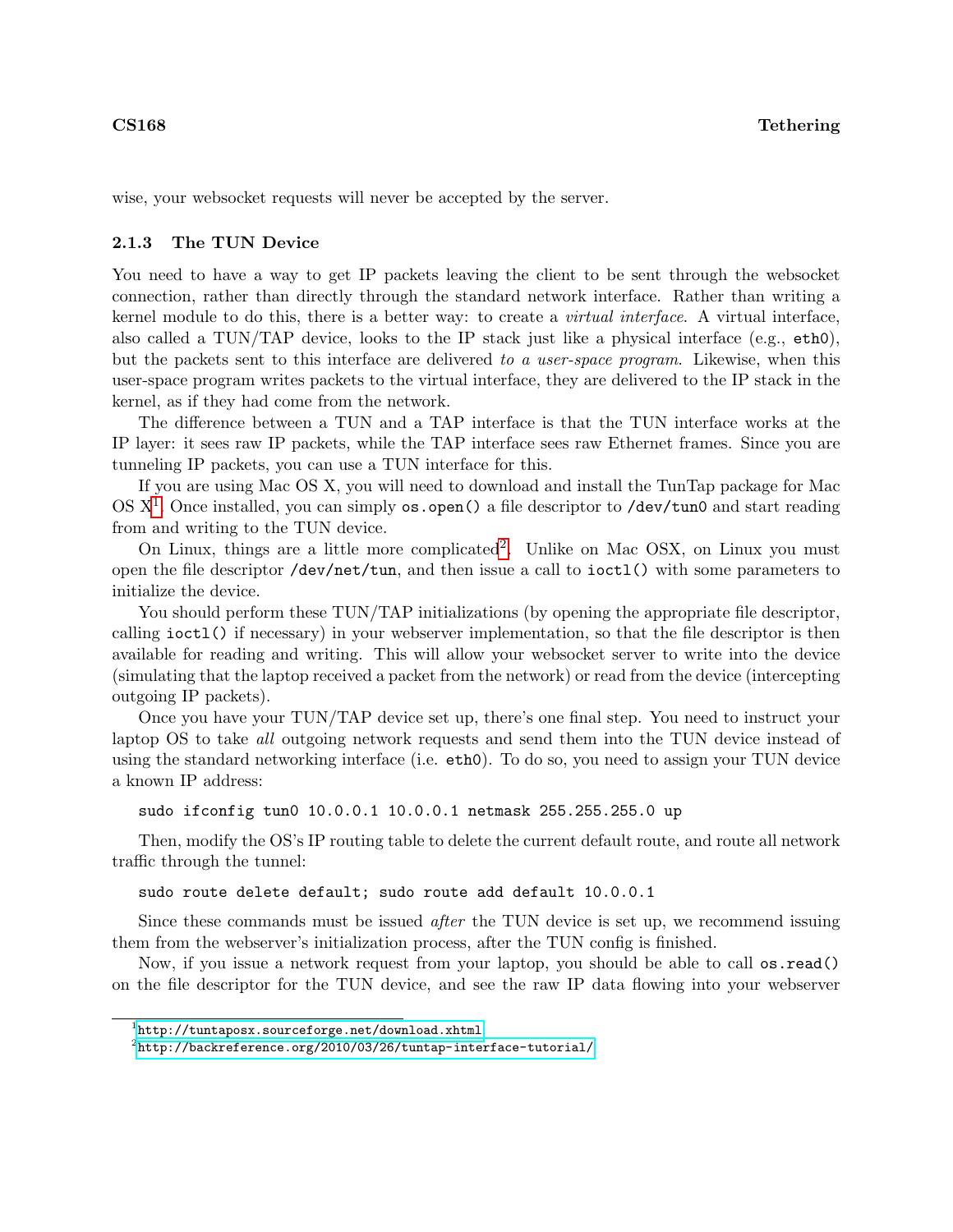wise, your websocket requests will never be accepted by the server.

### 2.1.3 The TUN Device

You need to have a way to get IP packets leaving the client to be sent through the websocket connection, rather than directly through the standard network interface. Rather than writing a kernel module to do this, there is a better way: to create a *virtual interface*. A virtual interface, also called a TUN/TAP device, looks to the IP stack just like a physical interface (e.g., `eth0`), but the packets sent to this interface are delivered *to a user-space program*. Likewise, when this user-space program writes packets to the virtual interface, they are delivered to the IP stack in the kernel, as if they had come from the network.

The difference between a TUN and a TAP interface is that the TUN interface works at the IP layer: it sees raw IP packets, while the TAP interface sees raw Ethernet frames. Since you are tunneling IP packets, you can use a TUN interface for this.

If you are using Mac OS X, you will need to download and install the TunTap package for Mac OS X[1]. Once installed, you can simply `os.open()` a file descriptor to `/dev/tun0` and start reading from and writing to the TUN device.

On Linux, things are a little more complicated[2]. Unlike on Mac OSX, on Linux you must open the file descriptor `/dev/net/tun`, and then issue a call to `ioctl()` with some parameters to initialize the device.

You should perform these TUN/TAP initializations (by opening the appropriate file descriptor, calling `ioctl()` if necessary) in your webserver implementation, so that the file descriptor is then available for reading and writing. This will allow your websocket server to write into the device (simulating that the laptop received a packet from the network) or read from the device (intercepting outgoing IP packets).

Once you have your TUN/TAP device set up, there's one final step. You need to instruct your laptop OS to take *all* outgoing network requests and send them into the TUN device instead of using the standard networking interface (i.e. `eth0`). To do so, you need to assign your TUN device a known IP address:

```
sudo ifconfig tun0 10.0.0.1 10.0.0.1 netmask 255.255.255.0 up
```

Then, modify the OS's IP routing table to delete the current default route, and route all network traffic through the tunnel:

```
sudo route delete default; sudo route add default 10.0.0.1
```

Since these commands must be issued *after* the TUN device is set up, we recommend issuing them from the webserver's initialization process, after the TUN config is finished.

Now, if you issue a network request from your laptop, you should be able to call `os.read()` on the file descriptor for the TUN device, and see the raw IP data flowing into your webserver

[1] http://tuntaposx.sourceforge.net/download.xhtml

[2] http://backreference.org/2010/03/26/tuntap-interface-tutorial/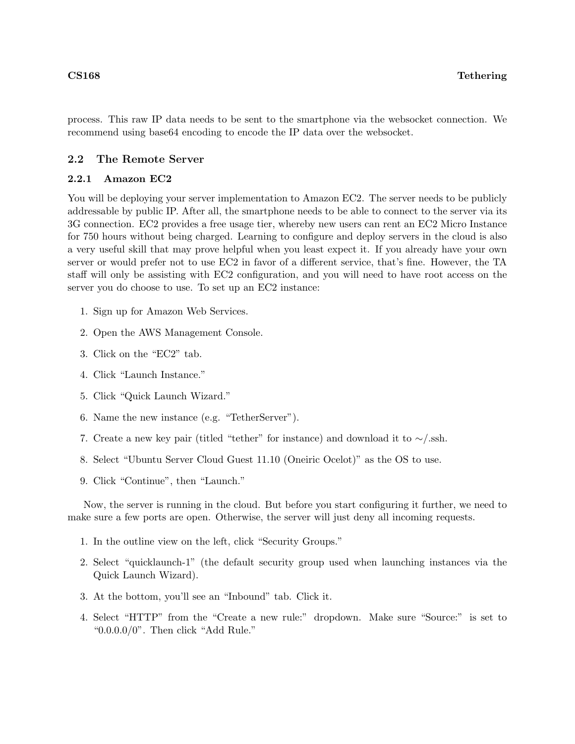process. This raw IP data needs to be sent to the smartphone via the websocket connection. We recommend using base64 encoding to encode the IP data over the websocket.

## 2.2 The Remote Server

### 2.2.1 Amazon EC2

You will be deploying your server implementation to Amazon EC2. The server needs to be publicly addressable by public IP. After all, the smartphone needs to be able to connect to the server via its 3G connection. EC2 provides a free usage tier, whereby new users can rent an EC2 Micro Instance for 750 hours without being charged. Learning to configure and deploy servers in the cloud is also a very useful skill that may prove helpful when you least expect it. If you already have your own server or would prefer not to use EC2 in favor of a different service, that's fine. However, the TA staff will only be assisting with EC2 configuration, and you will need to have root access on the server you do choose to use. To set up an EC2 instance:

1. Sign up for Amazon Web Services.
2. Open the AWS Management Console.
3. Click on the "EC2" tab.
4. Click "Launch Instance."
5. Click "Quick Launch Wizard."
6. Name the new instance (e.g. "TetherServer").
7. Create a new key pair (titled "tether" for instance) and download it to ∼/.ssh.
8. Select "Ubuntu Server Cloud Guest 11.10 (Oneiric Ocelot)" as the OS to use.
9. Click "Continue", then "Launch."

Now, the server is running in the cloud. But before you start configuring it further, we need to make sure a few ports are open. Otherwise, the server will just deny all incoming requests.

1. In the outline view on the left, click "Security Groups."
2. Select "quicklaunch-1" (the default security group used when launching instances via the Quick Launch Wizard).
3. At the bottom, you'll see an "Inbound" tab. Click it.
4. Select "HTTP" from the "Create a new rule:" dropdown. Make sure "Source:" is set to "0.0.0.0/0". Then click "Add Rule."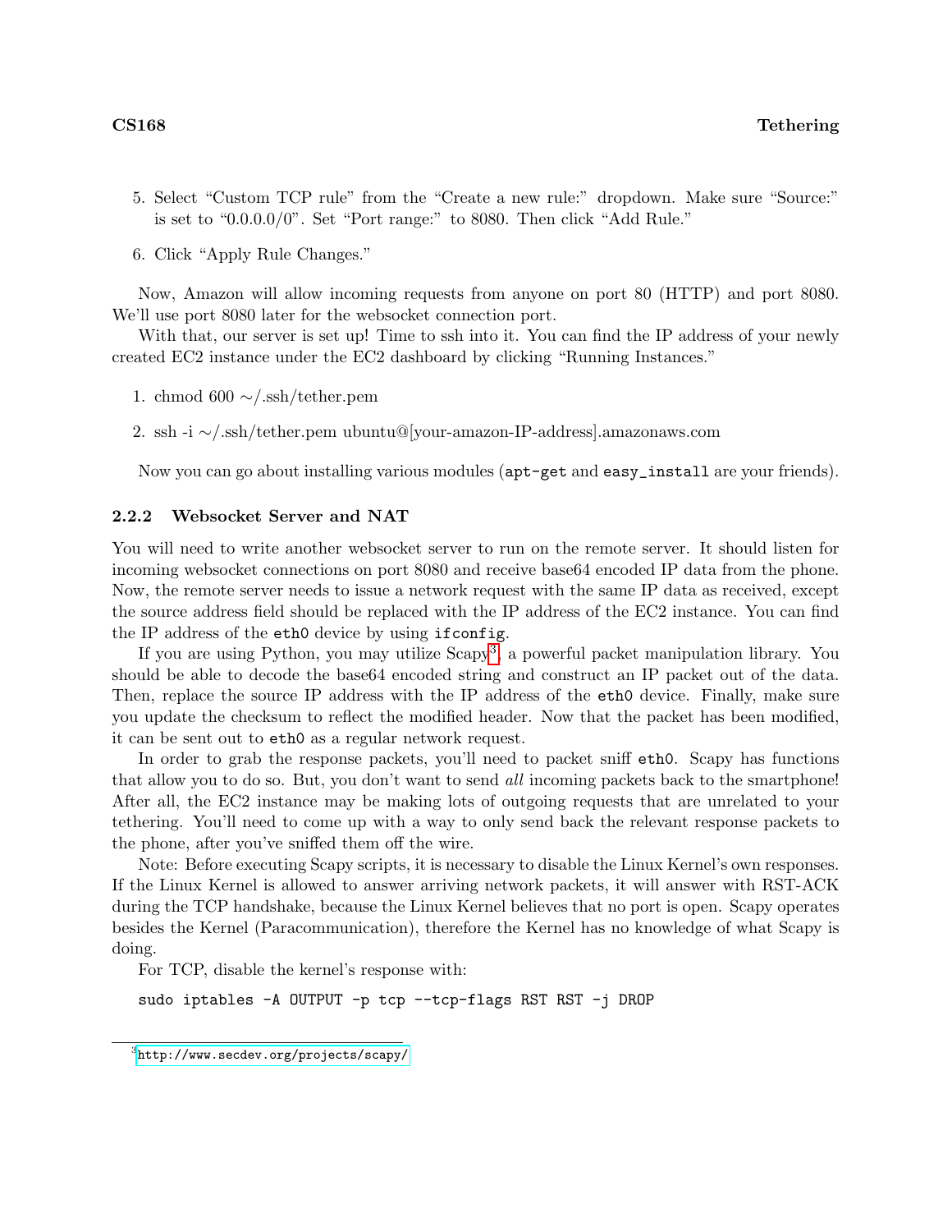5. Select "Custom TCP rule" from the "Create a new rule:" dropdown. Make sure "Source:" is set to "0.0.0.0/0". Set "Port range:" to 8080. Then click "Add Rule."

6. Click "Apply Rule Changes."

Now, Amazon will allow incoming requests from anyone on port 80 (HTTP) and port 8080. We'll use port 8080 later for the websocket connection port.

With that, our server is set up! Time to ssh into it. You can find the IP address of your newly created EC2 instance under the EC2 dashboard by clicking "Running Instances."

1. chmod 600 ∼/.ssh/tether.pem

2. ssh -i ∼/.ssh/tether.pem ubuntu@[your-amazon-IP-address].amazonaws.com

Now you can go about installing various modules (`apt-get` and `easy_install` are your friends).

### 2.2.2 Websocket Server and NAT

You will need to write another websocket server to run on the remote server. It should listen for incoming websocket connections on port 8080 and receive base64 encoded IP data from the phone. Now, the remote server needs to issue a network request with the same IP data as received, except the source address field should be replaced with the IP address of the EC2 instance. You can find the IP address of the `eth0` device by using `ifconfig`.

If you are using Python, you may utilize Scapy[3], a powerful packet manipulation library. You should be able to decode the base64 encoded string and construct an IP packet out of the data. Then, replace the source IP address with the IP address of the `eth0` device. Finally, make sure you update the checksum to reflect the modified header. Now that the packet has been modified, it can be sent out to `eth0` as a regular network request.

In order to grab the response packets, you'll need to packet sniff `eth0`. Scapy has functions that allow you to do so. But, you don't want to send *all* incoming packets back to the smartphone! After all, the EC2 instance may be making lots of outgoing requests that are unrelated to your tethering. You'll need to come up with a way to only send back the relevant response packets to the phone, after you've sniffed them off the wire.

Note: Before executing Scapy scripts, it is necessary to disable the Linux Kernel's own responses. If the Linux Kernel is allowed to answer arriving network packets, it will answer with RST-ACK during the TCP handshake, because the Linux Kernel believes that no port is open. Scapy operates besides the Kernel (Paracommunication), therefore the Kernel has no knowledge of what Scapy is doing.

For TCP, disable the kernel's response with:

```
sudo iptables -A OUTPUT -p tcp --tcp-flags RST RST -j DROP
```

[3] http://www.secdev.org/projects/scapy/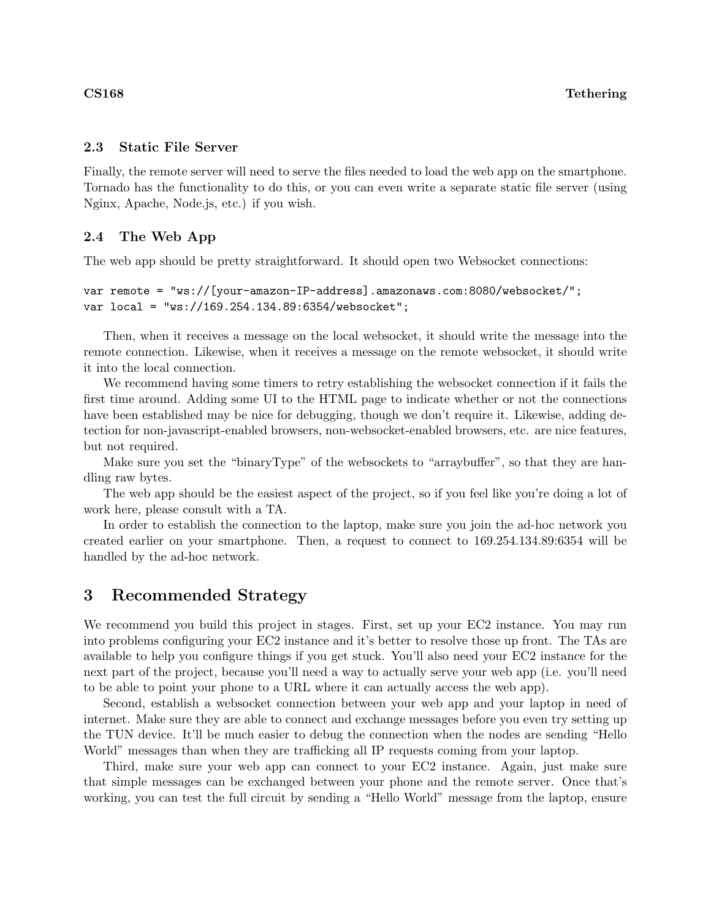### 2.3 Static File Server

Finally, the remote server will need to serve the files needed to load the web app on the smartphone. Tornado has the functionality to do this, or you can even write a separate static file server (using Nginx, Apache, Node.js, etc.) if you wish.

### 2.4 The Web App

The web app should be pretty straightforward. It should open two Websocket connections:

```
var remote = "ws://[your-amazon-IP-address].amazonaws.com:8080/websocket/";
var local = "ws://169.254.134.89:6354/websocket";
```

Then, when it receives a message on the local websocket, it should write the message into the remote connection. Likewise, when it receives a message on the remote websocket, it should write it into the local connection.

We recommend having some timers to retry establishing the websocket connection if it fails the first time around. Adding some UI to the HTML page to indicate whether or not the connections have been established may be nice for debugging, though we don't require it. Likewise, adding detection for non-javascript-enabled browsers, non-websocket-enabled browsers, etc. are nice features, but not required.

Make sure you set the "binaryType" of the websockets to "arraybuffer", so that they are handling raw bytes.

The web app should be the easiest aspect of the project, so if you feel like you're doing a lot of work here, please consult with a TA.

In order to establish the connection to the laptop, make sure you join the ad-hoc network you created earlier on your smartphone. Then, a request to connect to 169.254.134.89:6354 will be handled by the ad-hoc network.

## 3 Recommended Strategy

We recommend you build this project in stages. First, set up your EC2 instance. You may run into problems configuring your EC2 instance and it's better to resolve those up front. The TAs are available to help you configure things if you get stuck. You'll also need your EC2 instance for the next part of the project, because you'll need a way to actually serve your web app (i.e. you'll need to be able to point your phone to a URL where it can actually access the web app).

Second, establish a websocket connection between your web app and your laptop in need of internet. Make sure they are able to connect and exchange messages before you even try setting up the TUN device. It'll be much easier to debug the connection when the nodes are sending "Hello World" messages than when they are trafficking all IP requests coming from your laptop.

Third, make sure your web app can connect to your EC2 instance. Again, just make sure that simple messages can be exchanged between your phone and the remote server. Once that's working, you can test the full circuit by sending a "Hello World" message from the laptop, ensure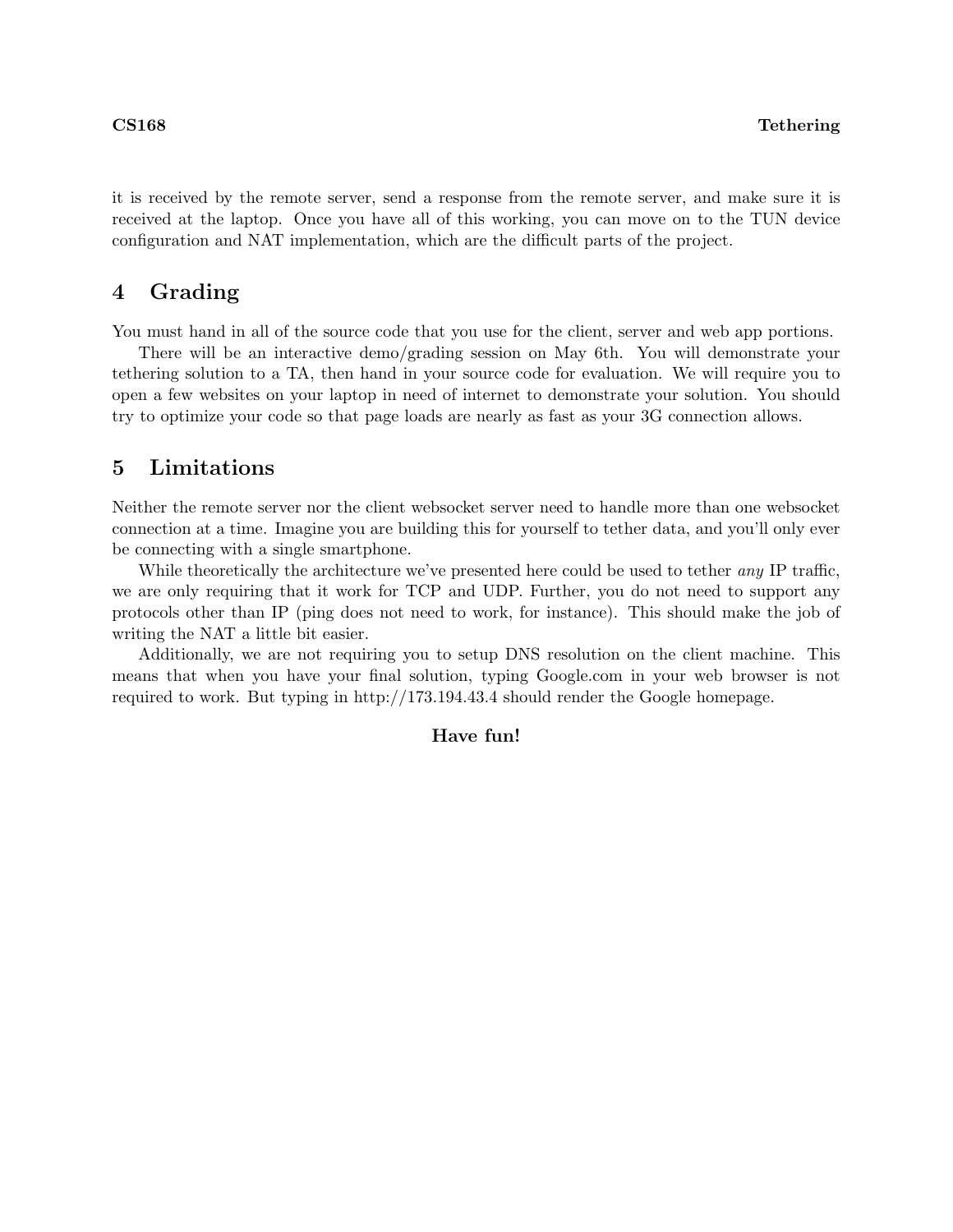it is received by the remote server, send a response from the remote server, and make sure it is received at the laptop. Once you have all of this working, you can move on to the TUN device configuration and NAT implementation, which are the difficult parts of the project.

## 4 Grading

You must hand in all of the source code that you use for the client, server and web app portions.

There will be an interactive demo/grading session on May 6th. You will demonstrate your tethering solution to a TA, then hand in your source code for evaluation. We will require you to open a few websites on your laptop in need of internet to demonstrate your solution. You should try to optimize your code so that page loads are nearly as fast as your 3G connection allows.

## 5 Limitations

Neither the remote server nor the client websocket server need to handle more than one websocket connection at a time. Imagine you are building this for yourself to tether data, and you'll only ever be connecting with a single smartphone.

While theoretically the architecture we've presented here could be used to tether *any* IP traffic, we are only requiring that it work for TCP and UDP. Further, you do not need to support any protocols other than IP (ping does not need to work, for instance). This should make the job of writing the NAT a little bit easier.

Additionally, we are not requiring you to setup DNS resolution on the client machine. This means that when you have your final solution, typing Google.com in your web browser is not required to work. But typing in http://173.194.43.4 should render the Google homepage.

**Have fun!**